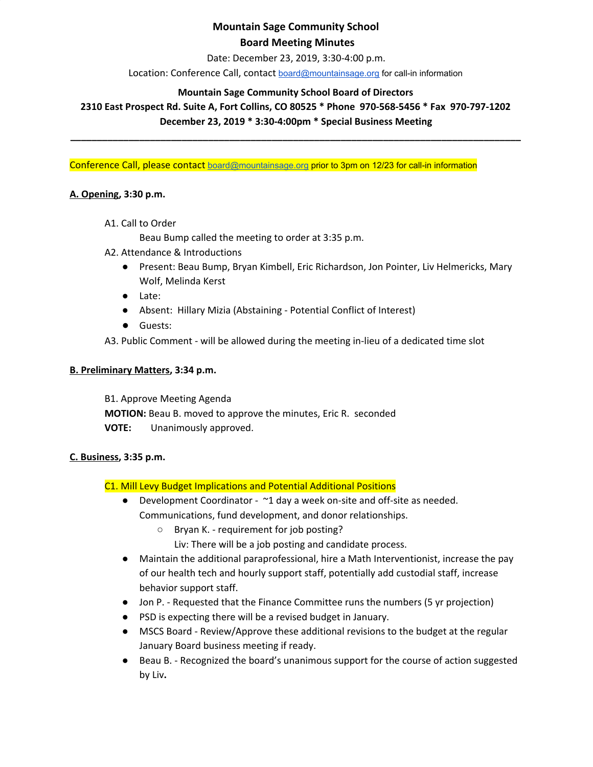# Mountain Sage Community School
## Board Meeting Minutes

Date: December 23, 2019, 3:30-4:00 p.m.

Location: Conference Call, contact board@mountainsage.org for call-in information

**Mountain Sage Community School Board of Directors**

**2310 East Prospect Rd. Suite A, Fort Collins, CO 80525 * Phone 970-568-5456 * Fax 970-797-1202**

**December 23, 2019 * 3:30-4:00pm * Special Business Meeting**

---

Conference Call, please contact board@mountainsage.org prior to 3pm on 12/23 for call-in information

**A. Opening, 3:30 p.m.**

A1. Call to Order

Beau Bump called the meeting to order at 3:35 p.m.

A2. Attendance & Introductions

- Present: Beau Bump, Bryan Kimbell, Eric Richardson, Jon Pointer, Liv Helmericks, Mary Wolf, Melinda Kerst
- Late:
- Absent: Hillary Mizia (Abstaining - Potential Conflict of Interest)
- Guests:

A3. Public Comment - will be allowed during the meeting in-lieu of a dedicated time slot

**B. Preliminary Matters, 3:34 p.m.**

B1. Approve Meeting Agenda

**MOTION:** Beau B. moved to approve the minutes, Eric R. seconded

**VOTE:** Unanimously approved.

**C. Business, 3:35 p.m.**

C1. Mill Levy Budget Implications and Potential Additional Positions

- Development Coordinator - ~1 day a week on-site and off-site as needed. Communications, fund development, and donor relationships.
  - Bryan K. - requirement for job posting?
    Liv: There will be a job posting and candidate process.
- Maintain the additional paraprofessional, hire a Math Interventionist, increase the pay of our health tech and hourly support staff, potentially add custodial staff, increase behavior support staff.
- Jon P. - Requested that the Finance Committee runs the numbers (5 yr projection)
- PSD is expecting there will be a revised budget in January.
- MSCS Board - Review/Approve these additional revisions to the budget at the regular January Board business meeting if ready.
- Beau B. - Recognized the board's unanimous support for the course of action suggested by Liv.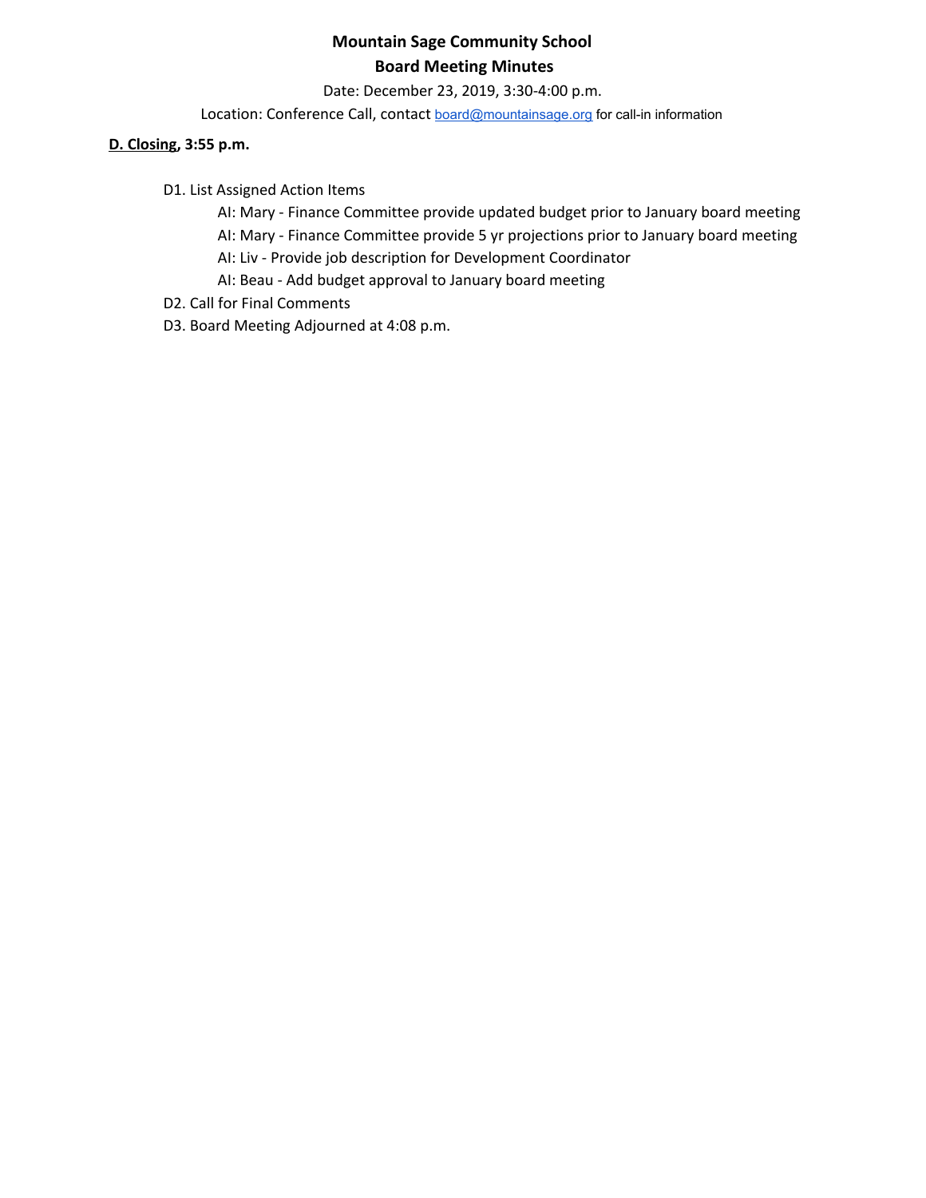# Mountain Sage Community School

## Board Meeting Minutes

Date: December 23, 2019, 3:30-4:00 p.m.

Location: Conference Call, contact board@mountainsage.org for call-in information

**D. Closing, 3:55 p.m.**

- D1. List Assigned Action Items
  - AI: Mary - Finance Committee provide updated budget prior to January board meeting
  - AI: Mary - Finance Committee provide 5 yr projections prior to January board meeting
  - AI: Liv - Provide job description for Development Coordinator
  - AI: Beau - Add budget approval to January board meeting
- D2. Call for Final Comments
- D3. Board Meeting Adjourned at 4:08 p.m.